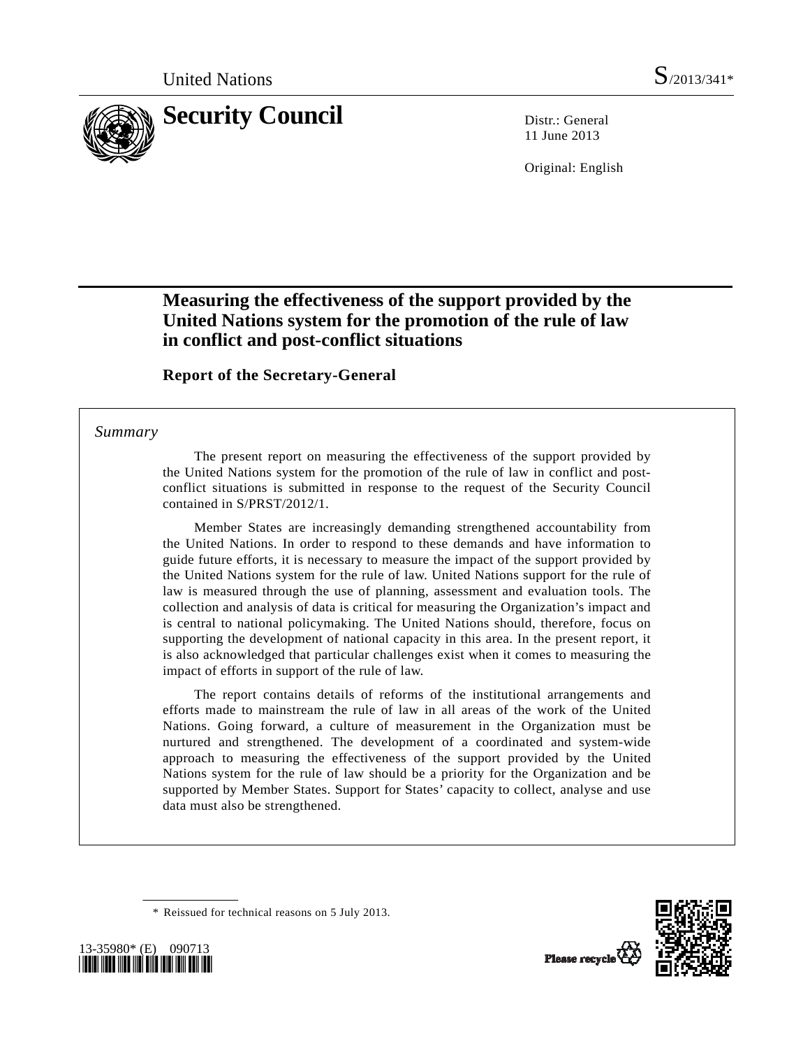United Nations S/2013/341*

# Security Council

Distr.: General
11 June 2013

Original: English

## Measuring the effectiveness of the support provided by the United Nations system for the promotion of the rule of law in conflict and post-conflict situations

### Report of the Secretary-General

*Summary*

The present report on measuring the effectiveness of the support provided by the United Nations system for the promotion of the rule of law in conflict and post-conflict situations is submitted in response to the request of the Security Council contained in S/PRST/2012/1.

Member States are increasingly demanding strengthened accountability from the United Nations. In order to respond to these demands and have information to guide future efforts, it is necessary to measure the impact of the support provided by the United Nations system for the rule of law. United Nations support for the rule of law is measured through the use of planning, assessment and evaluation tools. The collection and analysis of data is critical for measuring the Organization's impact and is central to national policymaking. The United Nations should, therefore, focus on supporting the development of national capacity in this area. In the present report, it is also acknowledged that particular challenges exist when it comes to measuring the impact of efforts in support of the rule of law.

The report contains details of reforms of the institutional arrangements and efforts made to mainstream the rule of law in all areas of the work of the United Nations. Going forward, a culture of measurement in the Organization must be nurtured and strengthened. The development of a coordinated and system-wide approach to measuring the effectiveness of the support provided by the United Nations system for the rule of law should be a priority for the Organization and be supported by Member States. Support for States' capacity to collect, analyse and use data must also be strengthened.

\* Reissued for technical reasons on 5 July 2013.

13-35980* (E) 090713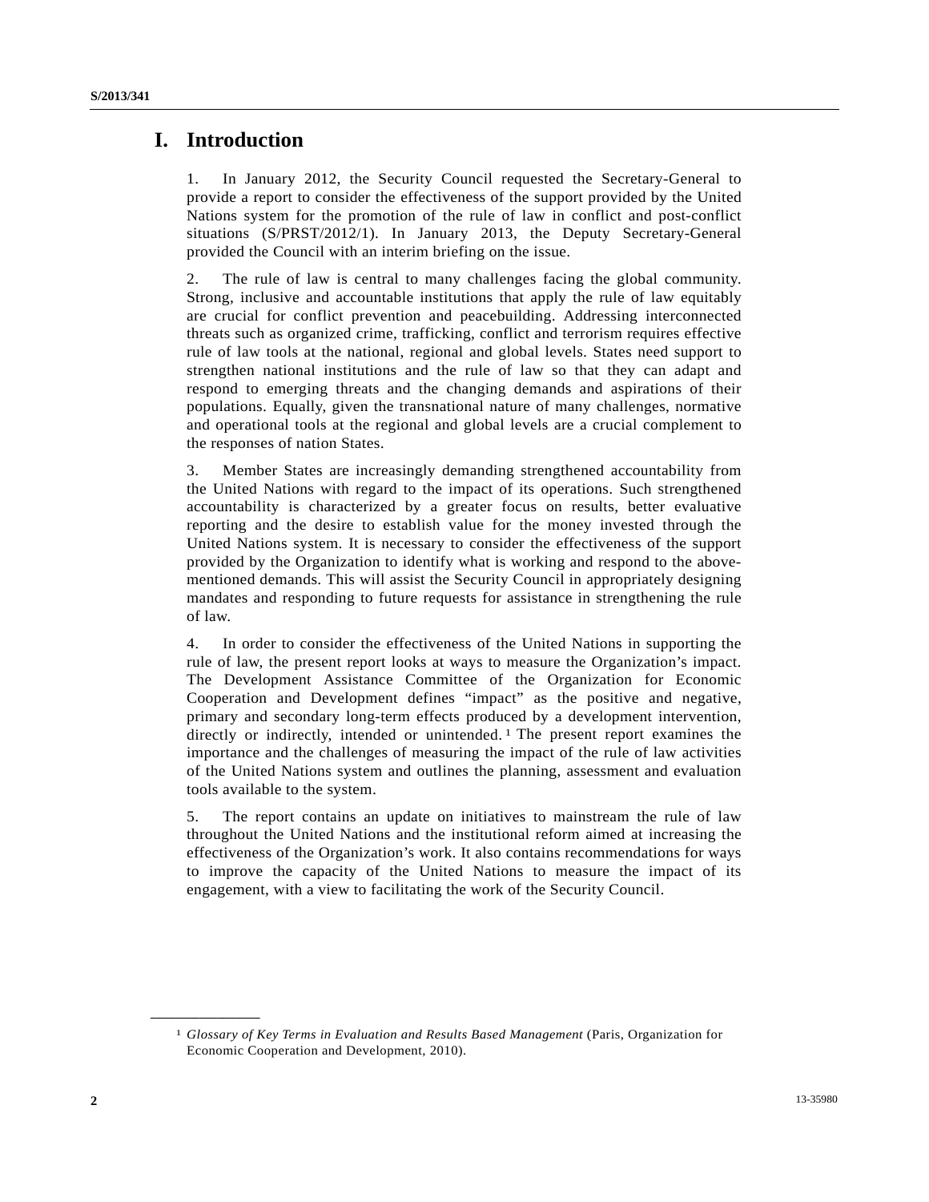# I. Introduction

1. In January 2012, the Security Council requested the Secretary-General to provide a report to consider the effectiveness of the support provided by the United Nations system for the promotion of the rule of law in conflict and post-conflict situations (S/PRST/2012/1). In January 2013, the Deputy Secretary-General provided the Council with an interim briefing on the issue.

2. The rule of law is central to many challenges facing the global community. Strong, inclusive and accountable institutions that apply the rule of law equitably are crucial for conflict prevention and peacebuilding. Addressing interconnected threats such as organized crime, trafficking, conflict and terrorism requires effective rule of law tools at the national, regional and global levels. States need support to strengthen national institutions and the rule of law so that they can adapt and respond to emerging threats and the changing demands and aspirations of their populations. Equally, given the transnational nature of many challenges, normative and operational tools at the regional and global levels are a crucial complement to the responses of nation States.

3. Member States are increasingly demanding strengthened accountability from the United Nations with regard to the impact of its operations. Such strengthened accountability is characterized by a greater focus on results, better evaluative reporting and the desire to establish value for the money invested through the United Nations system. It is necessary to consider the effectiveness of the support provided by the Organization to identify what is working and respond to the above-mentioned demands. This will assist the Security Council in appropriately designing mandates and responding to future requests for assistance in strengthening the rule of law.

4. In order to consider the effectiveness of the United Nations in supporting the rule of law, the present report looks at ways to measure the Organization's impact. The Development Assistance Committee of the Organization for Economic Cooperation and Development defines "impact" as the positive and negative, primary and secondary long-term effects produced by a development intervention, directly or indirectly, intended or unintended.[1] The present report examines the importance and the challenges of measuring the impact of the rule of law activities of the United Nations system and outlines the planning, assessment and evaluation tools available to the system.

5. The report contains an update on initiatives to mainstream the rule of law throughout the United Nations and the institutional reform aimed at increasing the effectiveness of the Organization's work. It also contains recommendations for ways to improve the capacity of the United Nations to measure the impact of its engagement, with a view to facilitating the work of the Security Council.

---

[1] *Glossary of Key Terms in Evaluation and Results Based Management* (Paris, Organization for Economic Cooperation and Development, 2010).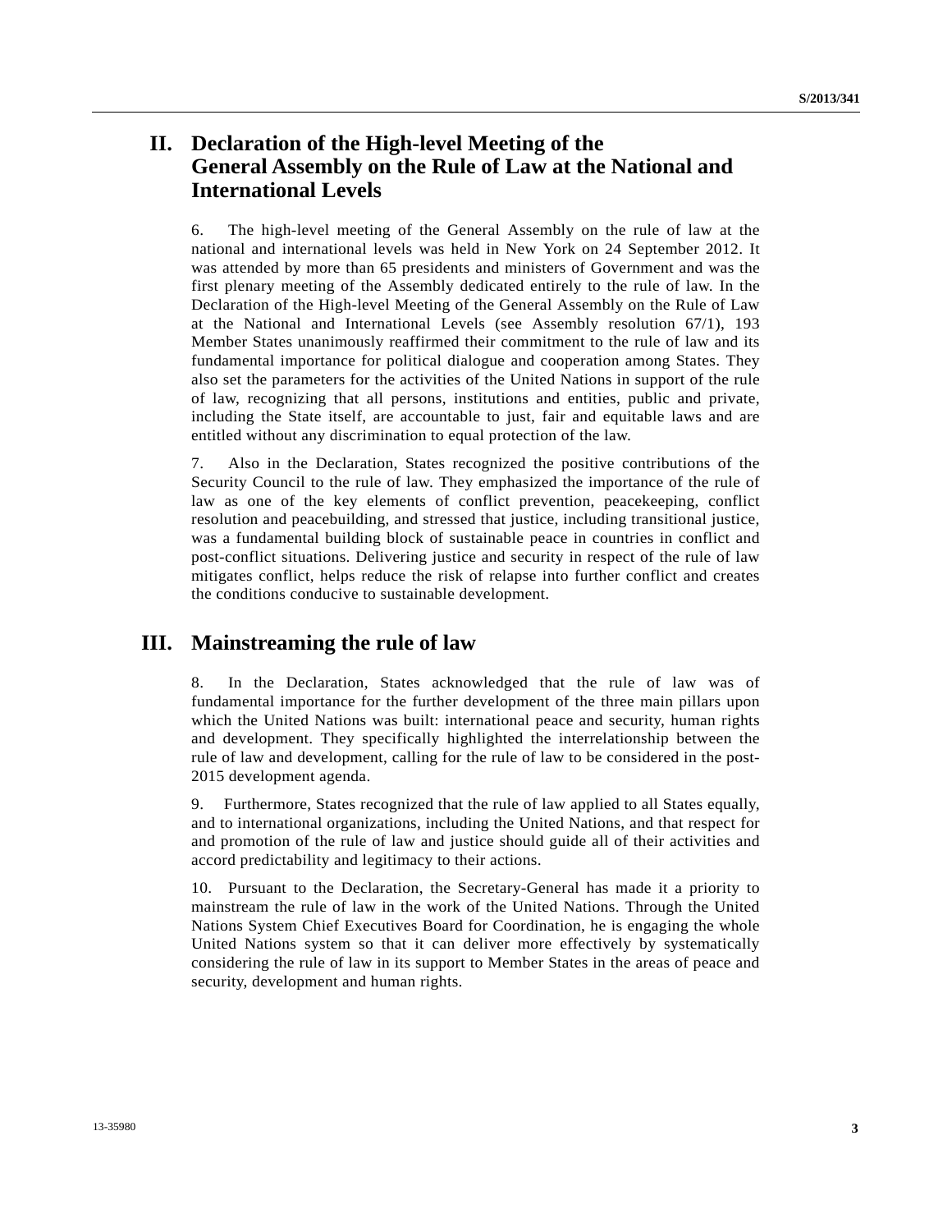## II. Declaration of the High-level Meeting of the General Assembly on the Rule of Law at the National and International Levels

6. The high-level meeting of the General Assembly on the rule of law at the national and international levels was held in New York on 24 September 2012. It was attended by more than 65 presidents and ministers of Government and was the first plenary meeting of the Assembly dedicated entirely to the rule of law. In the Declaration of the High-level Meeting of the General Assembly on the Rule of Law at the National and International Levels (see Assembly resolution 67/1), 193 Member States unanimously reaffirmed their commitment to the rule of law and its fundamental importance for political dialogue and cooperation among States. They also set the parameters for the activities of the United Nations in support of the rule of law, recognizing that all persons, institutions and entities, public and private, including the State itself, are accountable to just, fair and equitable laws and are entitled without any discrimination to equal protection of the law.

7. Also in the Declaration, States recognized the positive contributions of the Security Council to the rule of law. They emphasized the importance of the rule of law as one of the key elements of conflict prevention, peacekeeping, conflict resolution and peacebuilding, and stressed that justice, including transitional justice, was a fundamental building block of sustainable peace in countries in conflict and post-conflict situations. Delivering justice and security in respect of the rule of law mitigates conflict, helps reduce the risk of relapse into further conflict and creates the conditions conducive to sustainable development.

## III. Mainstreaming the rule of law

8. In the Declaration, States acknowledged that the rule of law was of fundamental importance for the further development of the three main pillars upon which the United Nations was built: international peace and security, human rights and development. They specifically highlighted the interrelationship between the rule of law and development, calling for the rule of law to be considered in the post-2015 development agenda.

9. Furthermore, States recognized that the rule of law applied to all States equally, and to international organizations, including the United Nations, and that respect for and promotion of the rule of law and justice should guide all of their activities and accord predictability and legitimacy to their actions.

10. Pursuant to the Declaration, the Secretary-General has made it a priority to mainstream the rule of law in the work of the United Nations. Through the United Nations System Chief Executives Board for Coordination, he is engaging the whole United Nations system so that it can deliver more effectively by systematically considering the rule of law in its support to Member States in the areas of peace and security, development and human rights.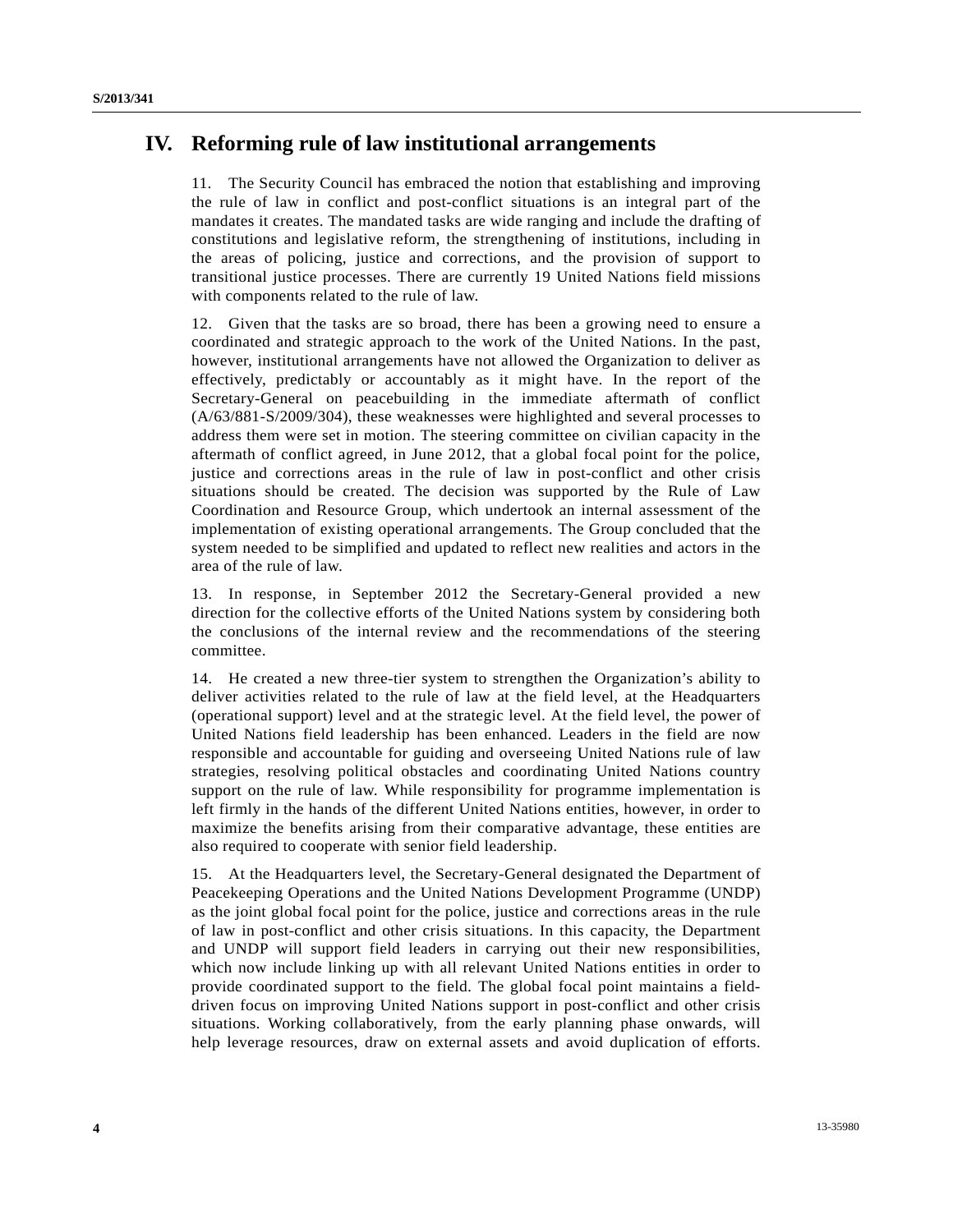## IV. Reforming rule of law institutional arrangements

11. The Security Council has embraced the notion that establishing and improving the rule of law in conflict and post-conflict situations is an integral part of the mandates it creates. The mandated tasks are wide ranging and include the drafting of constitutions and legislative reform, the strengthening of institutions, including in the areas of policing, justice and corrections, and the provision of support to transitional justice processes. There are currently 19 United Nations field missions with components related to the rule of law.

12. Given that the tasks are so broad, there has been a growing need to ensure a coordinated and strategic approach to the work of the United Nations. In the past, however, institutional arrangements have not allowed the Organization to deliver as effectively, predictably or accountably as it might have. In the report of the Secretary-General on peacebuilding in the immediate aftermath of conflict (A/63/881-S/2009/304), these weaknesses were highlighted and several processes to address them were set in motion. The steering committee on civilian capacity in the aftermath of conflict agreed, in June 2012, that a global focal point for the police, justice and corrections areas in the rule of law in post-conflict and other crisis situations should be created. The decision was supported by the Rule of Law Coordination and Resource Group, which undertook an internal assessment of the implementation of existing operational arrangements. The Group concluded that the system needed to be simplified and updated to reflect new realities and actors in the area of the rule of law.

13. In response, in September 2012 the Secretary-General provided a new direction for the collective efforts of the United Nations system by considering both the conclusions of the internal review and the recommendations of the steering committee.

14. He created a new three-tier system to strengthen the Organization's ability to deliver activities related to the rule of law at the field level, at the Headquarters (operational support) level and at the strategic level. At the field level, the power of United Nations field leadership has been enhanced. Leaders in the field are now responsible and accountable for guiding and overseeing United Nations rule of law strategies, resolving political obstacles and coordinating United Nations country support on the rule of law. While responsibility for programme implementation is left firmly in the hands of the different United Nations entities, however, in order to maximize the benefits arising from their comparative advantage, these entities are also required to cooperate with senior field leadership.

15. At the Headquarters level, the Secretary-General designated the Department of Peacekeeping Operations and the United Nations Development Programme (UNDP) as the joint global focal point for the police, justice and corrections areas in the rule of law in post-conflict and other crisis situations. In this capacity, the Department and UNDP will support field leaders in carrying out their new responsibilities, which now include linking up with all relevant United Nations entities in order to provide coordinated support to the field. The global focal point maintains a field-driven focus on improving United Nations support in post-conflict and other crisis situations. Working collaboratively, from the early planning phase onwards, will help leverage resources, draw on external assets and avoid duplication of efforts.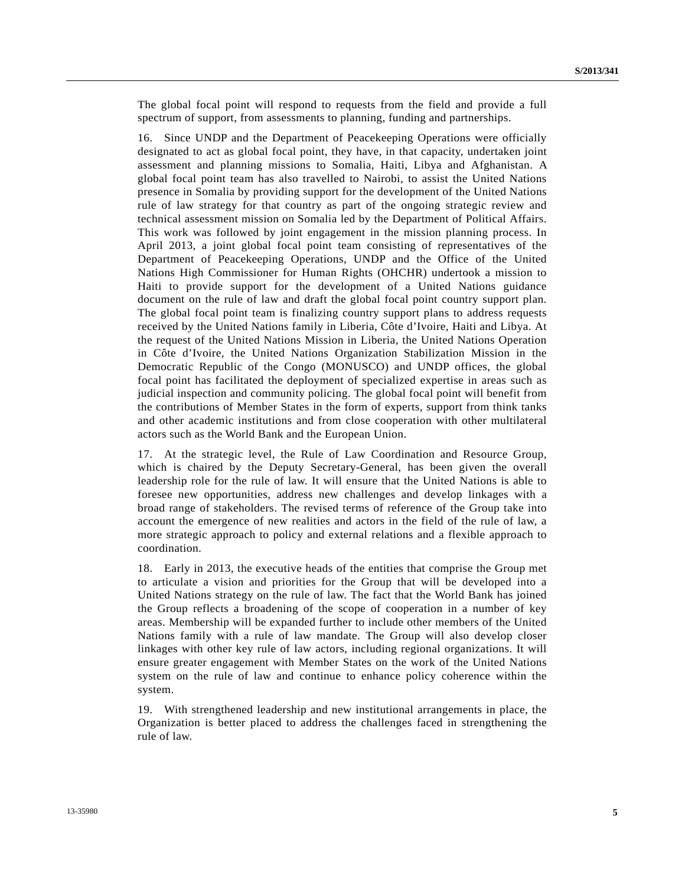The global focal point will respond to requests from the field and provide a full spectrum of support, from assessments to planning, funding and partnerships.

16. Since UNDP and the Department of Peacekeeping Operations were officially designated to act as global focal point, they have, in that capacity, undertaken joint assessment and planning missions to Somalia, Haiti, Libya and Afghanistan. A global focal point team has also travelled to Nairobi, to assist the United Nations presence in Somalia by providing support for the development of the United Nations rule of law strategy for that country as part of the ongoing strategic review and technical assessment mission on Somalia led by the Department of Political Affairs. This work was followed by joint engagement in the mission planning process. In April 2013, a joint global focal point team consisting of representatives of the Department of Peacekeeping Operations, UNDP and the Office of the United Nations High Commissioner for Human Rights (OHCHR) undertook a mission to Haiti to provide support for the development of a United Nations guidance document on the rule of law and draft the global focal point country support plan. The global focal point team is finalizing country support plans to address requests received by the United Nations family in Liberia, Côte d'Ivoire, Haiti and Libya. At the request of the United Nations Mission in Liberia, the United Nations Operation in Côte d'Ivoire, the United Nations Organization Stabilization Mission in the Democratic Republic of the Congo (MONUSCO) and UNDP offices, the global focal point has facilitated the deployment of specialized expertise in areas such as judicial inspection and community policing. The global focal point will benefit from the contributions of Member States in the form of experts, support from think tanks and other academic institutions and from close cooperation with other multilateral actors such as the World Bank and the European Union.

17. At the strategic level, the Rule of Law Coordination and Resource Group, which is chaired by the Deputy Secretary-General, has been given the overall leadership role for the rule of law. It will ensure that the United Nations is able to foresee new opportunities, address new challenges and develop linkages with a broad range of stakeholders. The revised terms of reference of the Group take into account the emergence of new realities and actors in the field of the rule of law, a more strategic approach to policy and external relations and a flexible approach to coordination.

18. Early in 2013, the executive heads of the entities that comprise the Group met to articulate a vision and priorities for the Group that will be developed into a United Nations strategy on the rule of law. The fact that the World Bank has joined the Group reflects a broadening of the scope of cooperation in a number of key areas. Membership will be expanded further to include other members of the United Nations family with a rule of law mandate. The Group will also develop closer linkages with other key rule of law actors, including regional organizations. It will ensure greater engagement with Member States on the work of the United Nations system on the rule of law and continue to enhance policy coherence within the system.

19. With strengthened leadership and new institutional arrangements in place, the Organization is better placed to address the challenges faced in strengthening the rule of law.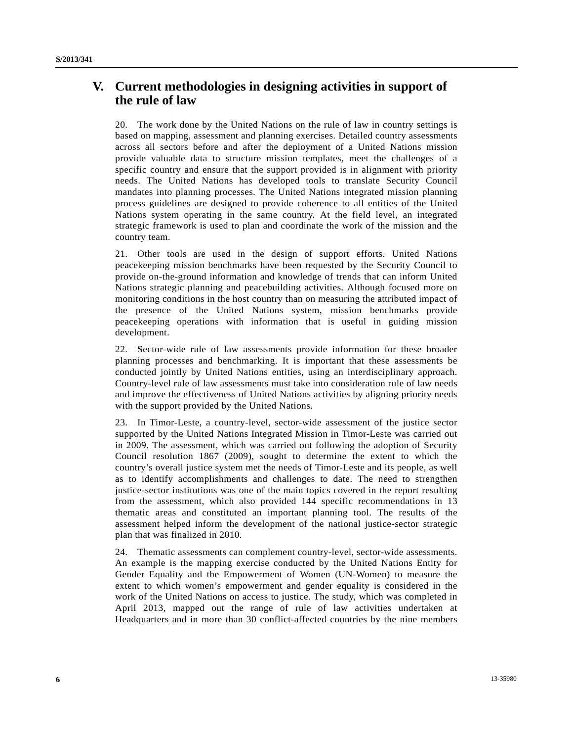## V. Current methodologies in designing activities in support of the rule of law

20. The work done by the United Nations on the rule of law in country settings is based on mapping, assessment and planning exercises. Detailed country assessments across all sectors before and after the deployment of a United Nations mission provide valuable data to structure mission templates, meet the challenges of a specific country and ensure that the support provided is in alignment with priority needs. The United Nations has developed tools to translate Security Council mandates into planning processes. The United Nations integrated mission planning process guidelines are designed to provide coherence to all entities of the United Nations system operating in the same country. At the field level, an integrated strategic framework is used to plan and coordinate the work of the mission and the country team.

21. Other tools are used in the design of support efforts. United Nations peacekeeping mission benchmarks have been requested by the Security Council to provide on-the-ground information and knowledge of trends that can inform United Nations strategic planning and peacebuilding activities. Although focused more on monitoring conditions in the host country than on measuring the attributed impact of the presence of the United Nations system, mission benchmarks provide peacekeeping operations with information that is useful in guiding mission development.

22. Sector-wide rule of law assessments provide information for these broader planning processes and benchmarking. It is important that these assessments be conducted jointly by United Nations entities, using an interdisciplinary approach. Country-level rule of law assessments must take into consideration rule of law needs and improve the effectiveness of United Nations activities by aligning priority needs with the support provided by the United Nations.

23. In Timor-Leste, a country-level, sector-wide assessment of the justice sector supported by the United Nations Integrated Mission in Timor-Leste was carried out in 2009. The assessment, which was carried out following the adoption of Security Council resolution 1867 (2009), sought to determine the extent to which the country's overall justice system met the needs of Timor-Leste and its people, as well as to identify accomplishments and challenges to date. The need to strengthen justice-sector institutions was one of the main topics covered in the report resulting from the assessment, which also provided 144 specific recommendations in 13 thematic areas and constituted an important planning tool. The results of the assessment helped inform the development of the national justice-sector strategic plan that was finalized in 2010.

24. Thematic assessments can complement country-level, sector-wide assessments. An example is the mapping exercise conducted by the United Nations Entity for Gender Equality and the Empowerment of Women (UN-Women) to measure the extent to which women's empowerment and gender equality is considered in the work of the United Nations on access to justice. The study, which was completed in April 2013, mapped out the range of rule of law activities undertaken at Headquarters and in more than 30 conflict-affected countries by the nine members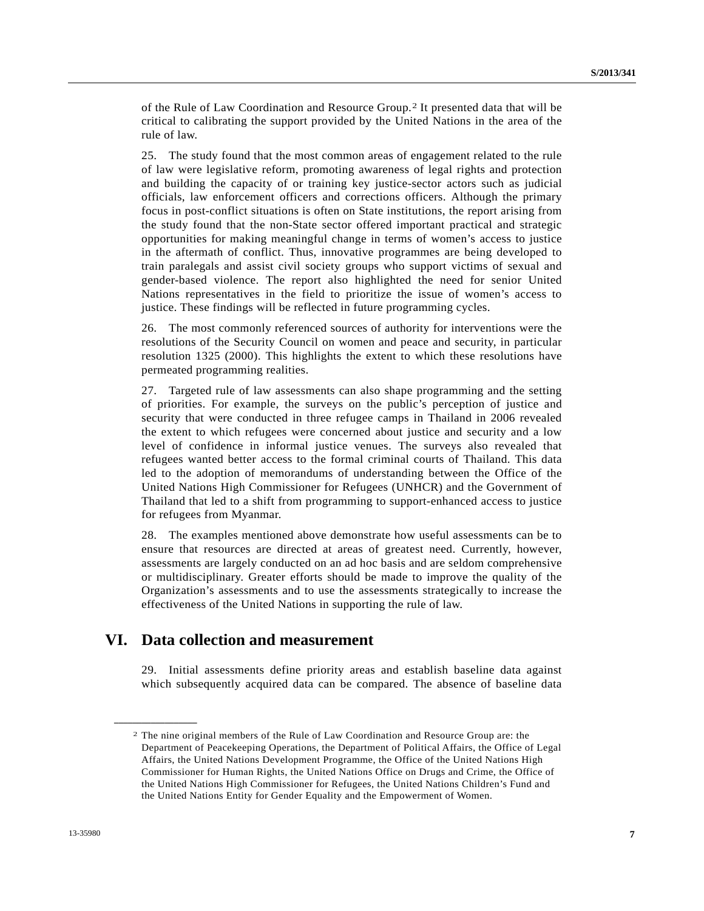of the Rule of Law Coordination and Resource Group.[2] It presented data that will be critical to calibrating the support provided by the United Nations in the area of the rule of law.

25. The study found that the most common areas of engagement related to the rule of law were legislative reform, promoting awareness of legal rights and protection and building the capacity of or training key justice-sector actors such as judicial officials, law enforcement officers and corrections officers. Although the primary focus in post-conflict situations is often on State institutions, the report arising from the study found that the non-State sector offered important practical and strategic opportunities for making meaningful change in terms of women's access to justice in the aftermath of conflict. Thus, innovative programmes are being developed to train paralegals and assist civil society groups who support victims of sexual and gender-based violence. The report also highlighted the need for senior United Nations representatives in the field to prioritize the issue of women's access to justice. These findings will be reflected in future programming cycles.

26. The most commonly referenced sources of authority for interventions were the resolutions of the Security Council on women and peace and security, in particular resolution 1325 (2000). This highlights the extent to which these resolutions have permeated programming realities.

27. Targeted rule of law assessments can also shape programming and the setting of priorities. For example, the surveys on the public's perception of justice and security that were conducted in three refugee camps in Thailand in 2006 revealed the extent to which refugees were concerned about justice and security and a low level of confidence in informal justice venues. The surveys also revealed that refugees wanted better access to the formal criminal courts of Thailand. This data led to the adoption of memorandums of understanding between the Office of the United Nations High Commissioner for Refugees (UNHCR) and the Government of Thailand that led to a shift from programming to support-enhanced access to justice for refugees from Myanmar.

28. The examples mentioned above demonstrate how useful assessments can be to ensure that resources are directed at areas of greatest need. Currently, however, assessments are largely conducted on an ad hoc basis and are seldom comprehensive or multidisciplinary. Greater efforts should be made to improve the quality of the Organization's assessments and to use the assessments strategically to increase the effectiveness of the United Nations in supporting the rule of law.

## VI. Data collection and measurement

29. Initial assessments define priority areas and establish baseline data against which subsequently acquired data can be compared. The absence of baseline data

---

[2] The nine original members of the Rule of Law Coordination and Resource Group are: the Department of Peacekeeping Operations, the Department of Political Affairs, the Office of Legal Affairs, the United Nations Development Programme, the Office of the United Nations High Commissioner for Human Rights, the United Nations Office on Drugs and Crime, the Office of the United Nations High Commissioner for Refugees, the United Nations Children's Fund and the United Nations Entity for Gender Equality and the Empowerment of Women.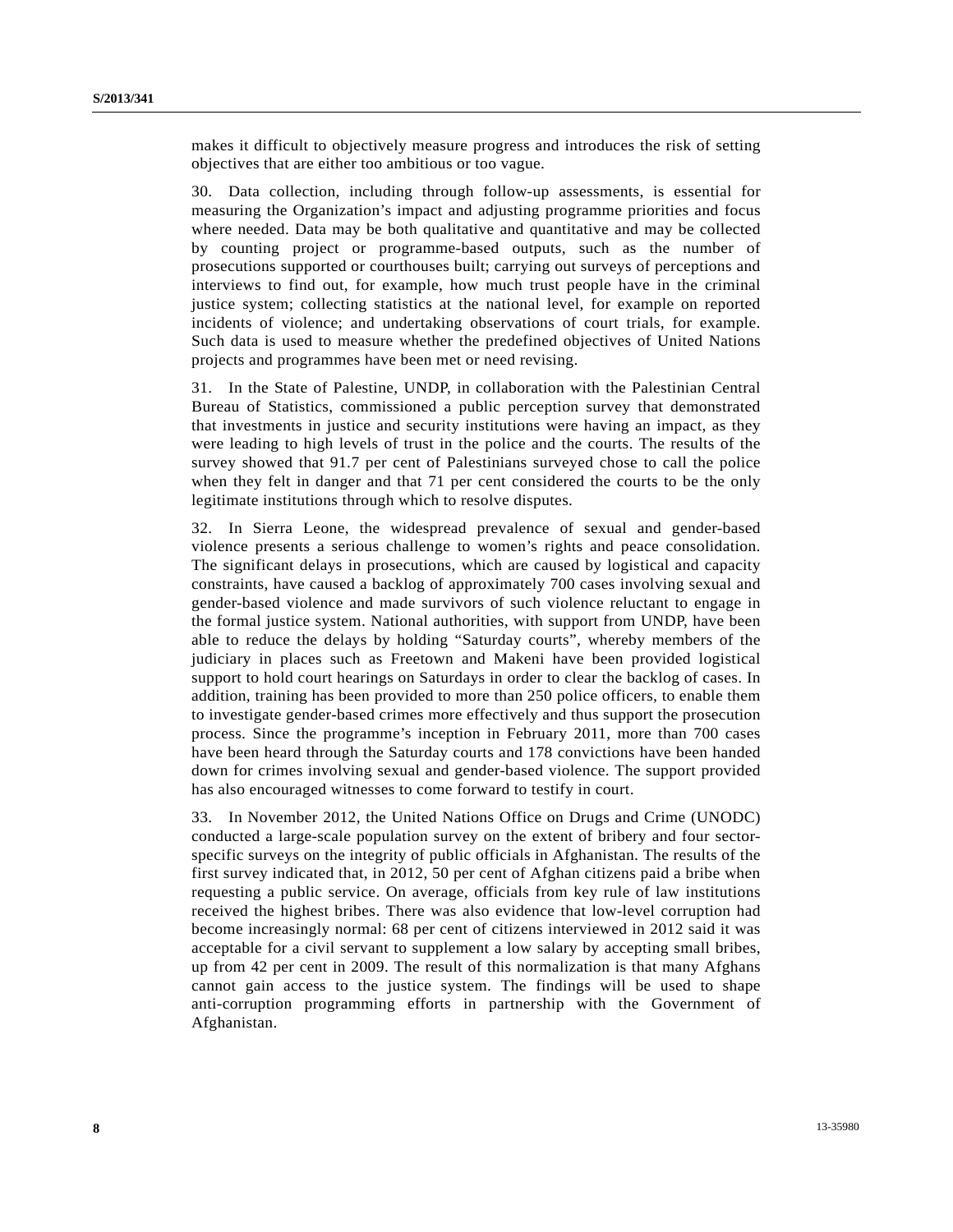makes it difficult to objectively measure progress and introduces the risk of setting objectives that are either too ambitious or too vague.

30. Data collection, including through follow-up assessments, is essential for measuring the Organization's impact and adjusting programme priorities and focus where needed. Data may be both qualitative and quantitative and may be collected by counting project or programme-based outputs, such as the number of prosecutions supported or courthouses built; carrying out surveys of perceptions and interviews to find out, for example, how much trust people have in the criminal justice system; collecting statistics at the national level, for example on reported incidents of violence; and undertaking observations of court trials, for example. Such data is used to measure whether the predefined objectives of United Nations projects and programmes have been met or need revising.

31. In the State of Palestine, UNDP, in collaboration with the Palestinian Central Bureau of Statistics, commissioned a public perception survey that demonstrated that investments in justice and security institutions were having an impact, as they were leading to high levels of trust in the police and the courts. The results of the survey showed that 91.7 per cent of Palestinians surveyed chose to call the police when they felt in danger and that 71 per cent considered the courts to be the only legitimate institutions through which to resolve disputes.

32. In Sierra Leone, the widespread prevalence of sexual and gender-based violence presents a serious challenge to women's rights and peace consolidation. The significant delays in prosecutions, which are caused by logistical and capacity constraints, have caused a backlog of approximately 700 cases involving sexual and gender-based violence and made survivors of such violence reluctant to engage in the formal justice system. National authorities, with support from UNDP, have been able to reduce the delays by holding "Saturday courts", whereby members of the judiciary in places such as Freetown and Makeni have been provided logistical support to hold court hearings on Saturdays in order to clear the backlog of cases. In addition, training has been provided to more than 250 police officers, to enable them to investigate gender-based crimes more effectively and thus support the prosecution process. Since the programme's inception in February 2011, more than 700 cases have been heard through the Saturday courts and 178 convictions have been handed down for crimes involving sexual and gender-based violence. The support provided has also encouraged witnesses to come forward to testify in court.

33. In November 2012, the United Nations Office on Drugs and Crime (UNODC) conducted a large-scale population survey on the extent of bribery and four sector-specific surveys on the integrity of public officials in Afghanistan. The results of the first survey indicated that, in 2012, 50 per cent of Afghan citizens paid a bribe when requesting a public service. On average, officials from key rule of law institutions received the highest bribes. There was also evidence that low-level corruption had become increasingly normal: 68 per cent of citizens interviewed in 2012 said it was acceptable for a civil servant to supplement a low salary by accepting small bribes, up from 42 per cent in 2009. The result of this normalization is that many Afghans cannot gain access to the justice system. The findings will be used to shape anti-corruption programming efforts in partnership with the Government of Afghanistan.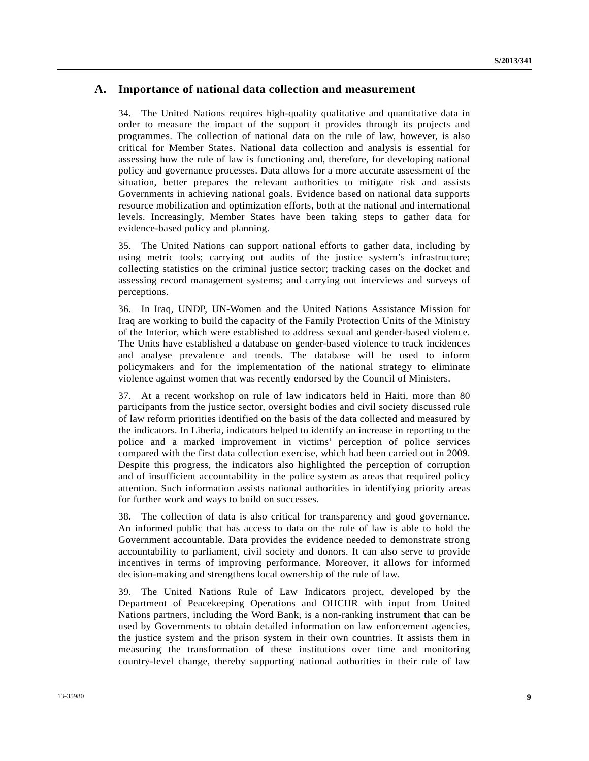## A. Importance of national data collection and measurement

34. The United Nations requires high-quality qualitative and quantitative data in order to measure the impact of the support it provides through its projects and programmes. The collection of national data on the rule of law, however, is also critical for Member States. National data collection and analysis is essential for assessing how the rule of law is functioning and, therefore, for developing national policy and governance processes. Data allows for a more accurate assessment of the situation, better prepares the relevant authorities to mitigate risk and assists Governments in achieving national goals. Evidence based on national data supports resource mobilization and optimization efforts, both at the national and international levels. Increasingly, Member States have been taking steps to gather data for evidence-based policy and planning.

35. The United Nations can support national efforts to gather data, including by using metric tools; carrying out audits of the justice system's infrastructure; collecting statistics on the criminal justice sector; tracking cases on the docket and assessing record management systems; and carrying out interviews and surveys of perceptions.

36. In Iraq, UNDP, UN-Women and the United Nations Assistance Mission for Iraq are working to build the capacity of the Family Protection Units of the Ministry of the Interior, which were established to address sexual and gender-based violence. The Units have established a database on gender-based violence to track incidences and analyse prevalence and trends. The database will be used to inform policymakers and for the implementation of the national strategy to eliminate violence against women that was recently endorsed by the Council of Ministers.

37. At a recent workshop on rule of law indicators held in Haiti, more than 80 participants from the justice sector, oversight bodies and civil society discussed rule of law reform priorities identified on the basis of the data collected and measured by the indicators. In Liberia, indicators helped to identify an increase in reporting to the police and a marked improvement in victims' perception of police services compared with the first data collection exercise, which had been carried out in 2009. Despite this progress, the indicators also highlighted the perception of corruption and of insufficient accountability in the police system as areas that required policy attention. Such information assists national authorities in identifying priority areas for further work and ways to build on successes.

38. The collection of data is also critical for transparency and good governance. An informed public that has access to data on the rule of law is able to hold the Government accountable. Data provides the evidence needed to demonstrate strong accountability to parliament, civil society and donors. It can also serve to provide incentives in terms of improving performance. Moreover, it allows for informed decision-making and strengthens local ownership of the rule of law.

39. The United Nations Rule of Law Indicators project, developed by the Department of Peacekeeping Operations and OHCHR with input from United Nations partners, including the Word Bank, is a non-ranking instrument that can be used by Governments to obtain detailed information on law enforcement agencies, the justice system and the prison system in their own countries. It assists them in measuring the transformation of these institutions over time and monitoring country-level change, thereby supporting national authorities in their rule of law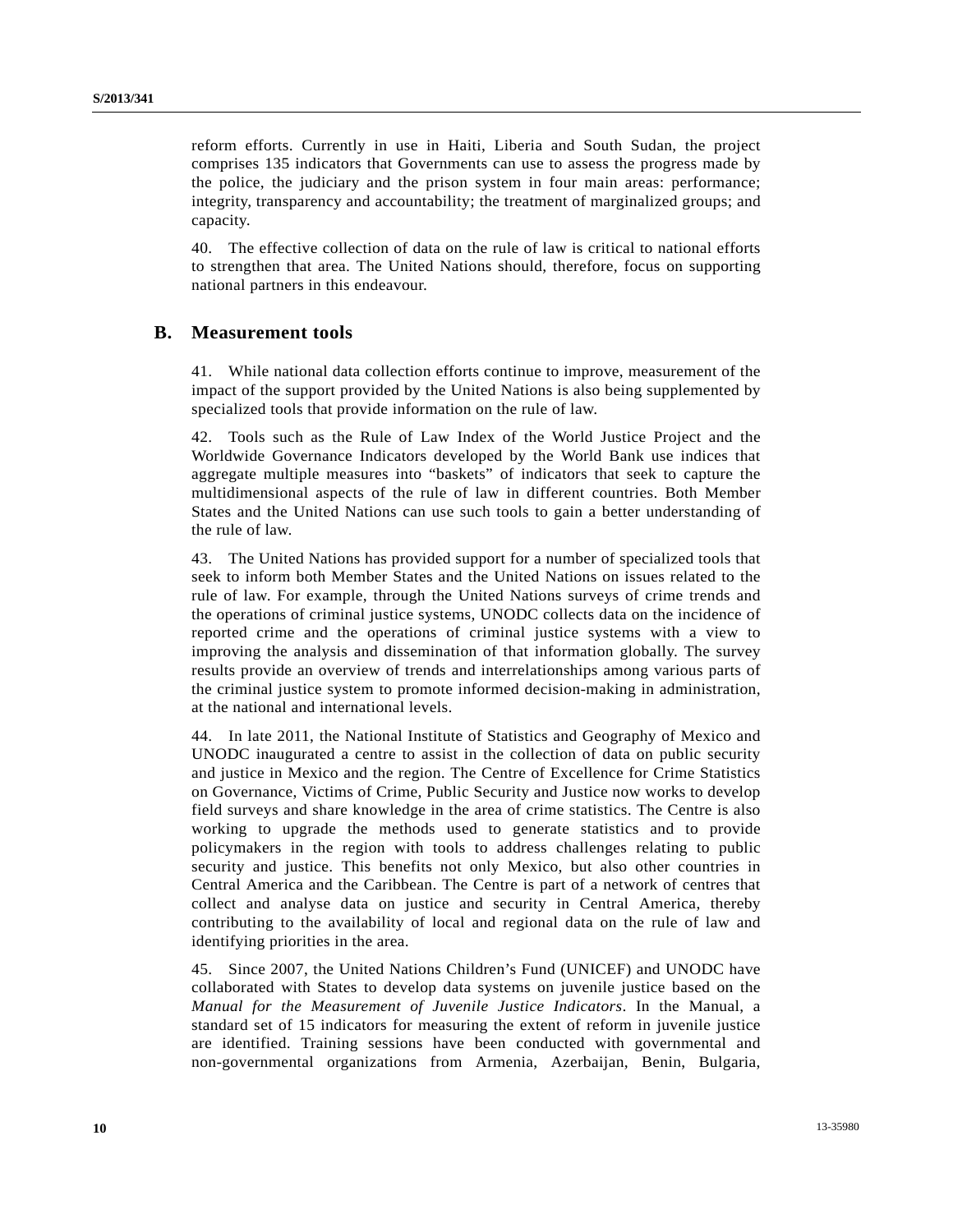reform efforts. Currently in use in Haiti, Liberia and South Sudan, the project comprises 135 indicators that Governments can use to assess the progress made by the police, the judiciary and the prison system in four main areas: performance; integrity, transparency and accountability; the treatment of marginalized groups; and capacity.

40. The effective collection of data on the rule of law is critical to national efforts to strengthen that area. The United Nations should, therefore, focus on supporting national partners in this endeavour.

## B. Measurement tools

41. While national data collection efforts continue to improve, measurement of the impact of the support provided by the United Nations is also being supplemented by specialized tools that provide information on the rule of law.

42. Tools such as the Rule of Law Index of the World Justice Project and the Worldwide Governance Indicators developed by the World Bank use indices that aggregate multiple measures into "baskets" of indicators that seek to capture the multidimensional aspects of the rule of law in different countries. Both Member States and the United Nations can use such tools to gain a better understanding of the rule of law.

43. The United Nations has provided support for a number of specialized tools that seek to inform both Member States and the United Nations on issues related to the rule of law. For example, through the United Nations surveys of crime trends and the operations of criminal justice systems, UNODC collects data on the incidence of reported crime and the operations of criminal justice systems with a view to improving the analysis and dissemination of that information globally. The survey results provide an overview of trends and interrelationships among various parts of the criminal justice system to promote informed decision-making in administration, at the national and international levels.

44. In late 2011, the National Institute of Statistics and Geography of Mexico and UNODC inaugurated a centre to assist in the collection of data on public security and justice in Mexico and the region. The Centre of Excellence for Crime Statistics on Governance, Victims of Crime, Public Security and Justice now works to develop field surveys and share knowledge in the area of crime statistics. The Centre is also working to upgrade the methods used to generate statistics and to provide policymakers in the region with tools to address challenges relating to public security and justice. This benefits not only Mexico, but also other countries in Central America and the Caribbean. The Centre is part of a network of centres that collect and analyse data on justice and security in Central America, thereby contributing to the availability of local and regional data on the rule of law and identifying priorities in the area.

45. Since 2007, the United Nations Children's Fund (UNICEF) and UNODC have collaborated with States to develop data systems on juvenile justice based on the *Manual for the Measurement of Juvenile Justice Indicators*. In the Manual, a standard set of 15 indicators for measuring the extent of reform in juvenile justice are identified. Training sessions have been conducted with governmental and non-governmental organizations from Armenia, Azerbaijan, Benin, Bulgaria,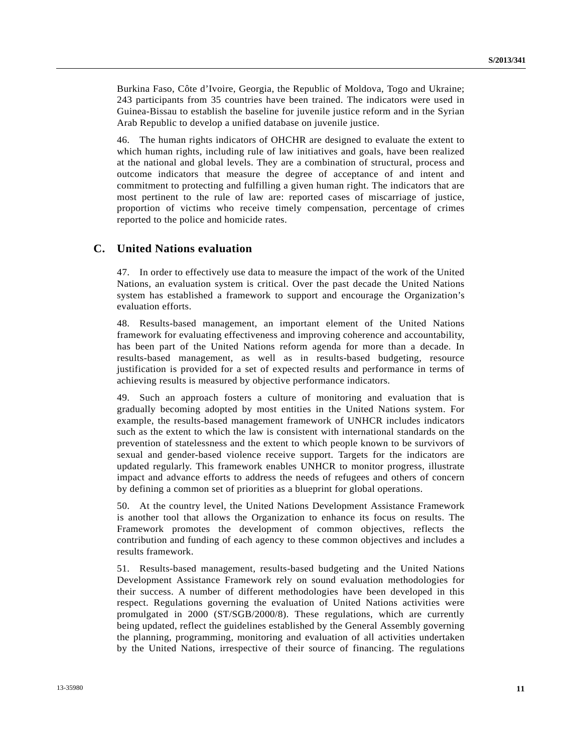Burkina Faso, Côte d'Ivoire, Georgia, the Republic of Moldova, Togo and Ukraine; 243 participants from 35 countries have been trained. The indicators were used in Guinea-Bissau to establish the baseline for juvenile justice reform and in the Syrian Arab Republic to develop a unified database on juvenile justice.

46. The human rights indicators of OHCHR are designed to evaluate the extent to which human rights, including rule of law initiatives and goals, have been realized at the national and global levels. They are a combination of structural, process and outcome indicators that measure the degree of acceptance of and intent and commitment to protecting and fulfilling a given human right. The indicators that are most pertinent to the rule of law are: reported cases of miscarriage of justice, proportion of victims who receive timely compensation, percentage of crimes reported to the police and homicide rates.

## C. United Nations evaluation

47. In order to effectively use data to measure the impact of the work of the United Nations, an evaluation system is critical. Over the past decade the United Nations system has established a framework to support and encourage the Organization's evaluation efforts.

48. Results-based management, an important element of the United Nations framework for evaluating effectiveness and improving coherence and accountability, has been part of the United Nations reform agenda for more than a decade. In results-based management, as well as in results-based budgeting, resource justification is provided for a set of expected results and performance in terms of achieving results is measured by objective performance indicators.

49. Such an approach fosters a culture of monitoring and evaluation that is gradually becoming adopted by most entities in the United Nations system. For example, the results-based management framework of UNHCR includes indicators such as the extent to which the law is consistent with international standards on the prevention of statelessness and the extent to which people known to be survivors of sexual and gender-based violence receive support. Targets for the indicators are updated regularly. This framework enables UNHCR to monitor progress, illustrate impact and advance efforts to address the needs of refugees and others of concern by defining a common set of priorities as a blueprint for global operations.

50. At the country level, the United Nations Development Assistance Framework is another tool that allows the Organization to enhance its focus on results. The Framework promotes the development of common objectives, reflects the contribution and funding of each agency to these common objectives and includes a results framework.

51. Results-based management, results-based budgeting and the United Nations Development Assistance Framework rely on sound evaluation methodologies for their success. A number of different methodologies have been developed in this respect. Regulations governing the evaluation of United Nations activities were promulgated in 2000 (ST/SGB/2000/8). These regulations, which are currently being updated, reflect the guidelines established by the General Assembly governing the planning, programming, monitoring and evaluation of all activities undertaken by the United Nations, irrespective of their source of financing. The regulations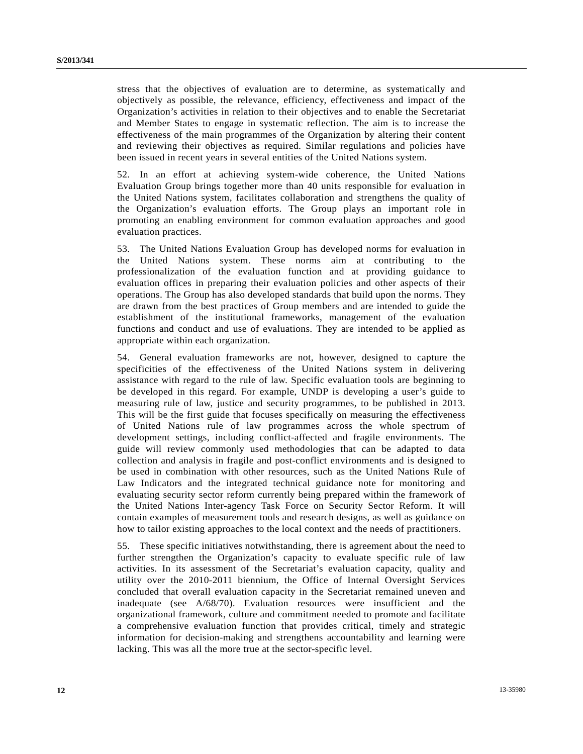stress that the objectives of evaluation are to determine, as systematically and objectively as possible, the relevance, efficiency, effectiveness and impact of the Organization's activities in relation to their objectives and to enable the Secretariat and Member States to engage in systematic reflection. The aim is to increase the effectiveness of the main programmes of the Organization by altering their content and reviewing their objectives as required. Similar regulations and policies have been issued in recent years in several entities of the United Nations system.

52. In an effort at achieving system-wide coherence, the United Nations Evaluation Group brings together more than 40 units responsible for evaluation in the United Nations system, facilitates collaboration and strengthens the quality of the Organization's evaluation efforts. The Group plays an important role in promoting an enabling environment for common evaluation approaches and good evaluation practices.

53. The United Nations Evaluation Group has developed norms for evaluation in the United Nations system. These norms aim at contributing to the professionalization of the evaluation function and at providing guidance to evaluation offices in preparing their evaluation policies and other aspects of their operations. The Group has also developed standards that build upon the norms. They are drawn from the best practices of Group members and are intended to guide the establishment of the institutional frameworks, management of the evaluation functions and conduct and use of evaluations. They are intended to be applied as appropriate within each organization.

54. General evaluation frameworks are not, however, designed to capture the specificities of the effectiveness of the United Nations system in delivering assistance with regard to the rule of law. Specific evaluation tools are beginning to be developed in this regard. For example, UNDP is developing a user's guide to measuring rule of law, justice and security programmes, to be published in 2013. This will be the first guide that focuses specifically on measuring the effectiveness of United Nations rule of law programmes across the whole spectrum of development settings, including conflict-affected and fragile environments. The guide will review commonly used methodologies that can be adapted to data collection and analysis in fragile and post-conflict environments and is designed to be used in combination with other resources, such as the United Nations Rule of Law Indicators and the integrated technical guidance note for monitoring and evaluating security sector reform currently being prepared within the framework of the United Nations Inter-agency Task Force on Security Sector Reform. It will contain examples of measurement tools and research designs, as well as guidance on how to tailor existing approaches to the local context and the needs of practitioners.

55. These specific initiatives notwithstanding, there is agreement about the need to further strengthen the Organization's capacity to evaluate specific rule of law activities. In its assessment of the Secretariat's evaluation capacity, quality and utility over the 2010-2011 biennium, the Office of Internal Oversight Services concluded that overall evaluation capacity in the Secretariat remained uneven and inadequate (see A/68/70). Evaluation resources were insufficient and the organizational framework, culture and commitment needed to promote and facilitate a comprehensive evaluation function that provides critical, timely and strategic information for decision-making and strengthens accountability and learning were lacking. This was all the more true at the sector-specific level.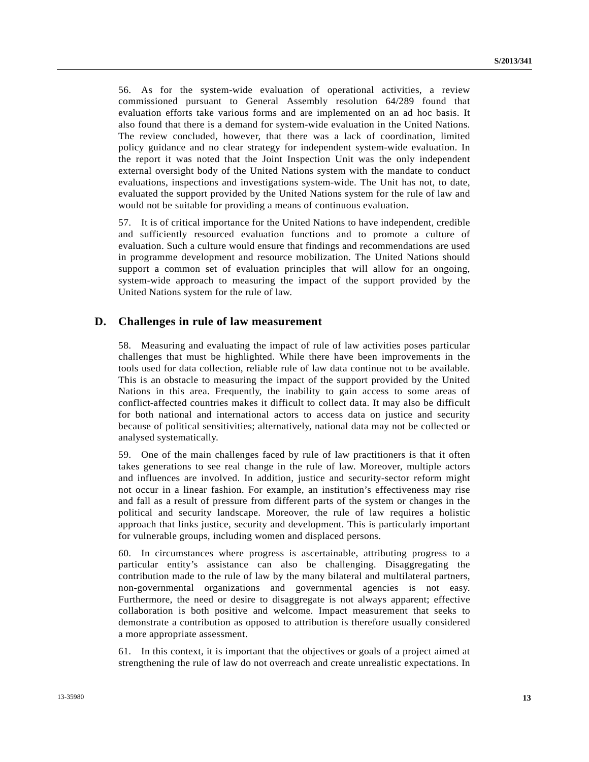56. As for the system-wide evaluation of operational activities, a review commissioned pursuant to General Assembly resolution 64/289 found that evaluation efforts take various forms and are implemented on an ad hoc basis. It also found that there is a demand for system-wide evaluation in the United Nations. The review concluded, however, that there was a lack of coordination, limited policy guidance and no clear strategy for independent system-wide evaluation. In the report it was noted that the Joint Inspection Unit was the only independent external oversight body of the United Nations system with the mandate to conduct evaluations, inspections and investigations system-wide. The Unit has not, to date, evaluated the support provided by the United Nations system for the rule of law and would not be suitable for providing a means of continuous evaluation.

57. It is of critical importance for the United Nations to have independent, credible and sufficiently resourced evaluation functions and to promote a culture of evaluation. Such a culture would ensure that findings and recommendations are used in programme development and resource mobilization. The United Nations should support a common set of evaluation principles that will allow for an ongoing, system-wide approach to measuring the impact of the support provided by the United Nations system for the rule of law.

## D. Challenges in rule of law measurement

58. Measuring and evaluating the impact of rule of law activities poses particular challenges that must be highlighted. While there have been improvements in the tools used for data collection, reliable rule of law data continue not to be available. This is an obstacle to measuring the impact of the support provided by the United Nations in this area. Frequently, the inability to gain access to some areas of conflict-affected countries makes it difficult to collect data. It may also be difficult for both national and international actors to access data on justice and security because of political sensitivities; alternatively, national data may not be collected or analysed systematically.

59. One of the main challenges faced by rule of law practitioners is that it often takes generations to see real change in the rule of law. Moreover, multiple actors and influences are involved. In addition, justice and security-sector reform might not occur in a linear fashion. For example, an institution's effectiveness may rise and fall as a result of pressure from different parts of the system or changes in the political and security landscape. Moreover, the rule of law requires a holistic approach that links justice, security and development. This is particularly important for vulnerable groups, including women and displaced persons.

60. In circumstances where progress is ascertainable, attributing progress to a particular entity's assistance can also be challenging. Disaggregating the contribution made to the rule of law by the many bilateral and multilateral partners, non-governmental organizations and governmental agencies is not easy. Furthermore, the need or desire to disaggregate is not always apparent; effective collaboration is both positive and welcome. Impact measurement that seeks to demonstrate a contribution as opposed to attribution is therefore usually considered a more appropriate assessment.

61. In this context, it is important that the objectives or goals of a project aimed at strengthening the rule of law do not overreach and create unrealistic expectations. In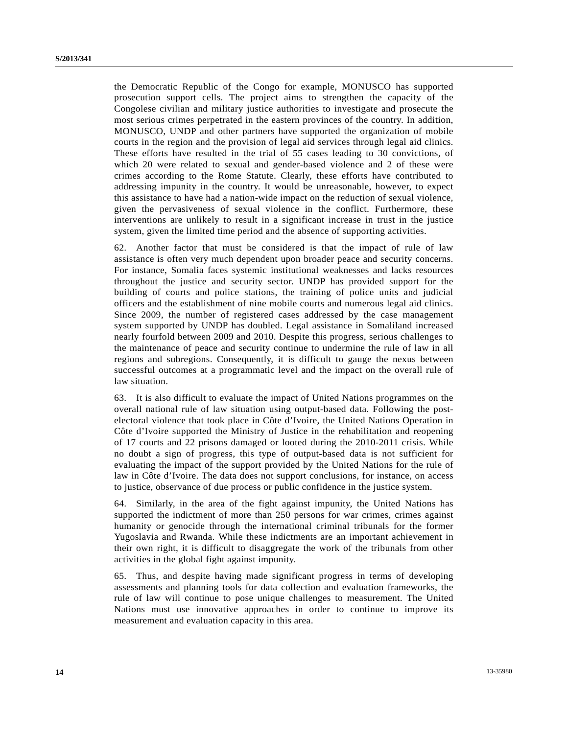the Democratic Republic of the Congo for example, MONUSCO has supported prosecution support cells. The project aims to strengthen the capacity of the Congolese civilian and military justice authorities to investigate and prosecute the most serious crimes perpetrated in the eastern provinces of the country. In addition, MONUSCO, UNDP and other partners have supported the organization of mobile courts in the region and the provision of legal aid services through legal aid clinics. These efforts have resulted in the trial of 55 cases leading to 30 convictions, of which 20 were related to sexual and gender-based violence and 2 of these were crimes according to the Rome Statute. Clearly, these efforts have contributed to addressing impunity in the country. It would be unreasonable, however, to expect this assistance to have had a nation-wide impact on the reduction of sexual violence, given the pervasiveness of sexual violence in the conflict. Furthermore, these interventions are unlikely to result in a significant increase in trust in the justice system, given the limited time period and the absence of supporting activities.

62. Another factor that must be considered is that the impact of rule of law assistance is often very much dependent upon broader peace and security concerns. For instance, Somalia faces systemic institutional weaknesses and lacks resources throughout the justice and security sector. UNDP has provided support for the building of courts and police stations, the training of police units and judicial officers and the establishment of nine mobile courts and numerous legal aid clinics. Since 2009, the number of registered cases addressed by the case management system supported by UNDP has doubled. Legal assistance in Somaliland increased nearly fourfold between 2009 and 2010. Despite this progress, serious challenges to the maintenance of peace and security continue to undermine the rule of law in all regions and subregions. Consequently, it is difficult to gauge the nexus between successful outcomes at a programmatic level and the impact on the overall rule of law situation.

63. It is also difficult to evaluate the impact of United Nations programmes on the overall national rule of law situation using output-based data. Following the post-electoral violence that took place in Côte d'Ivoire, the United Nations Operation in Côte d'Ivoire supported the Ministry of Justice in the rehabilitation and reopening of 17 courts and 22 prisons damaged or looted during the 2010-2011 crisis. While no doubt a sign of progress, this type of output-based data is not sufficient for evaluating the impact of the support provided by the United Nations for the rule of law in Côte d'Ivoire. The data does not support conclusions, for instance, on access to justice, observance of due process or public confidence in the justice system.

64. Similarly, in the area of the fight against impunity, the United Nations has supported the indictment of more than 250 persons for war crimes, crimes against humanity or genocide through the international criminal tribunals for the former Yugoslavia and Rwanda. While these indictments are an important achievement in their own right, it is difficult to disaggregate the work of the tribunals from other activities in the global fight against impunity.

65. Thus, and despite having made significant progress in terms of developing assessments and planning tools for data collection and evaluation frameworks, the rule of law will continue to pose unique challenges to measurement. The United Nations must use innovative approaches in order to continue to improve its measurement and evaluation capacity in this area.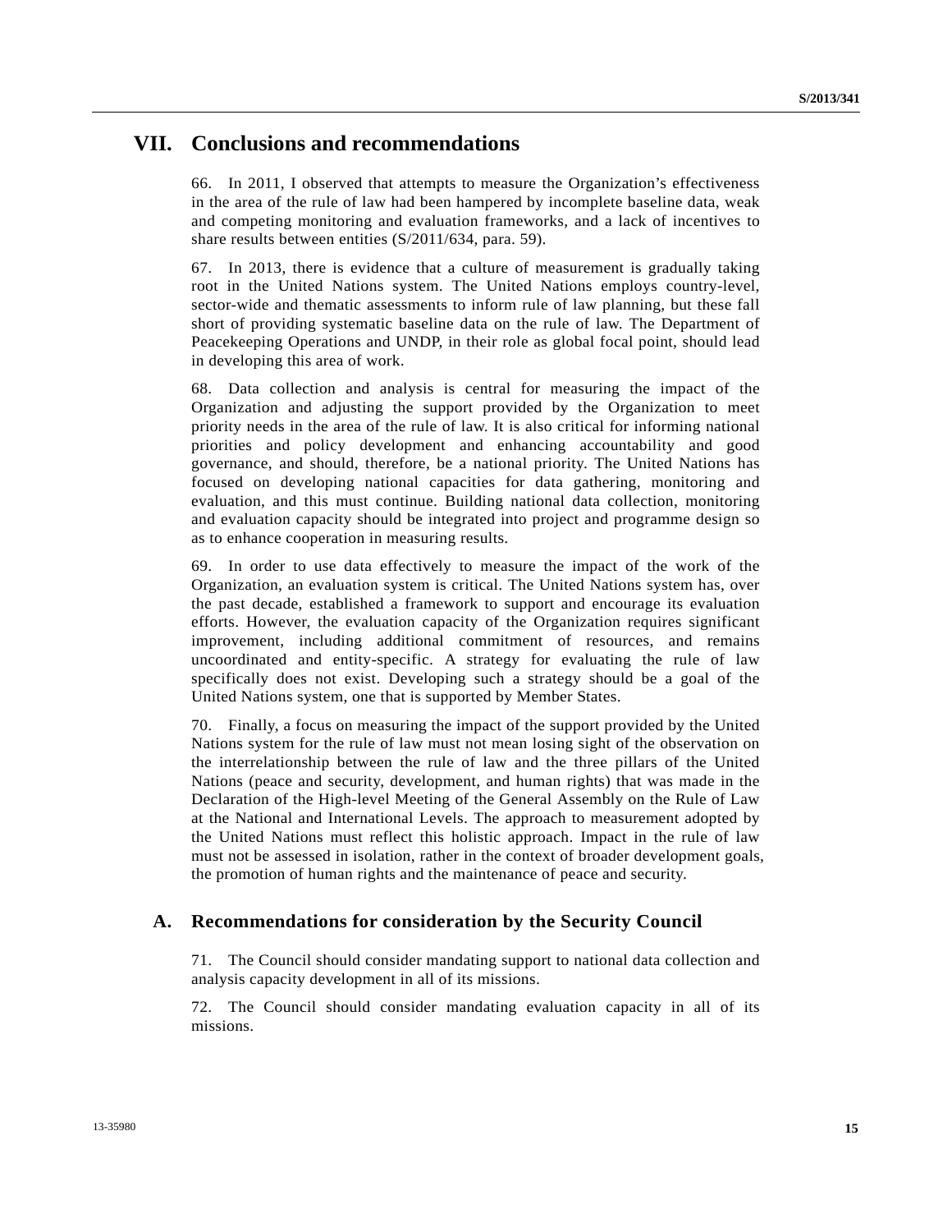# VII. Conclusions and recommendations

66. In 2011, I observed that attempts to measure the Organization's effectiveness in the area of the rule of law had been hampered by incomplete baseline data, weak and competing monitoring and evaluation frameworks, and a lack of incentives to share results between entities (S/2011/634, para. 59).

67. In 2013, there is evidence that a culture of measurement is gradually taking root in the United Nations system. The United Nations employs country-level, sector-wide and thematic assessments to inform rule of law planning, but these fall short of providing systematic baseline data on the rule of law. The Department of Peacekeeping Operations and UNDP, in their role as global focal point, should lead in developing this area of work.

68. Data collection and analysis is central for measuring the impact of the Organization and adjusting the support provided by the Organization to meet priority needs in the area of the rule of law. It is also critical for informing national priorities and policy development and enhancing accountability and good governance, and should, therefore, be a national priority. The United Nations has focused on developing national capacities for data gathering, monitoring and evaluation, and this must continue. Building national data collection, monitoring and evaluation capacity should be integrated into project and programme design so as to enhance cooperation in measuring results.

69. In order to use data effectively to measure the impact of the work of the Organization, an evaluation system is critical. The United Nations system has, over the past decade, established a framework to support and encourage its evaluation efforts. However, the evaluation capacity of the Organization requires significant improvement, including additional commitment of resources, and remains uncoordinated and entity-specific. A strategy for evaluating the rule of law specifically does not exist. Developing such a strategy should be a goal of the United Nations system, one that is supported by Member States.

70. Finally, a focus on measuring the impact of the support provided by the United Nations system for the rule of law must not mean losing sight of the observation on the interrelationship between the rule of law and the three pillars of the United Nations (peace and security, development, and human rights) that was made in the Declaration of the High-level Meeting of the General Assembly on the Rule of Law at the National and International Levels. The approach to measurement adopted by the United Nations must reflect this holistic approach. Impact in the rule of law must not be assessed in isolation, rather in the context of broader development goals, the promotion of human rights and the maintenance of peace and security.

## A. Recommendations for consideration by the Security Council

71. The Council should consider mandating support to national data collection and analysis capacity development in all of its missions.

72. The Council should consider mandating evaluation capacity in all of its missions.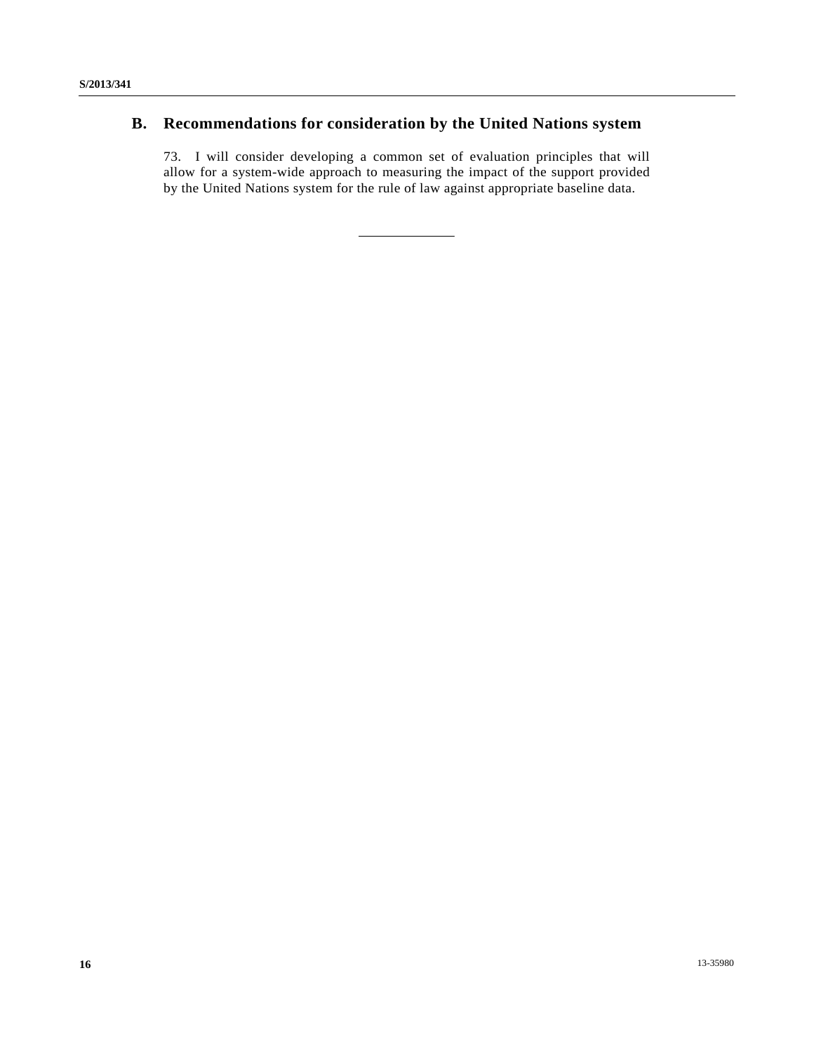## B. Recommendations for consideration by the United Nations system

73. I will consider developing a common set of evaluation principles that will allow for a system-wide approach to measuring the impact of the support provided by the United Nations system for the rule of law against appropriate baseline data.